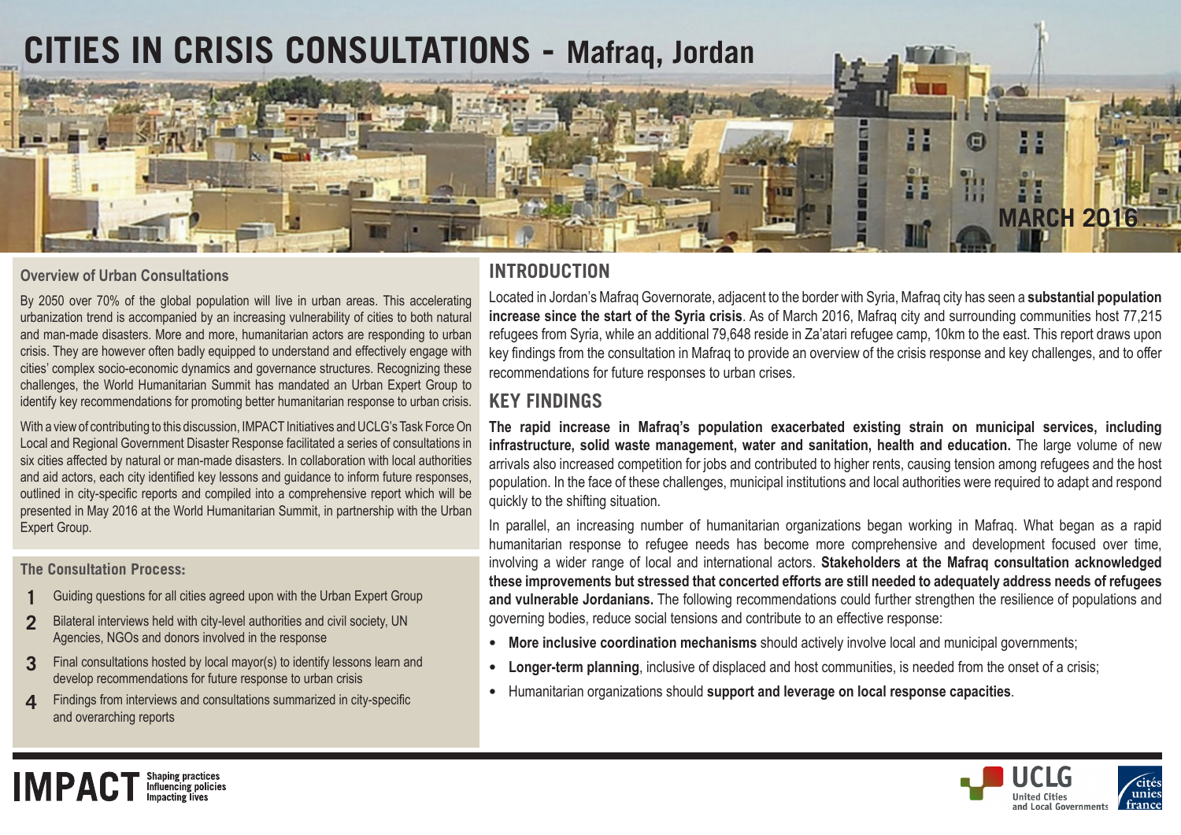# CITIES IN CRISIS CONSULTATIONS - Mafraq, Jordan

MARCH 2016

### Overview of Urban Consultations

By 2050 over 70% of the global population will live in urban areas. This accelerating urbanization trend is accompanied by an increasing vulnerability of cities to both natural and man-made disasters. More and more, humanitarian actors are responding to urban crisis. They are however often badly equipped to understand and effectively engage with cities' complex socio-economic dynamics and governance structures. Recognizing these challenges, the World Humanitarian Summit has mandated an Urban Expert Group to identify key recommendations for promoting better humanitarian response to urban crisis.

With a view of contributing to this discussion, IMPACT Initiatives and UCLG's Task Force On Local and Regional Government Disaster Response facilitated a series of consultations in six cities affected by natural or man-made disasters. In collaboration with local authorities and aid actors, each city identified key lessons and guidance to inform future responses, outlined in city-specific reports and compiled into a comprehensive report which will be presented in May 2016 at the World Humanitarian Summit, in partnership with the Urban Expert Group.

### The Consultation Process:

1. Guiding questions for all cities agreed upon with the Urban Expert Group
2. Bilateral interviews held with city-level authorities and civil society, UN Agencies, NGOs and donors involved in the response
3. Final consultations hosted by local mayor(s) to identify lessons learn and develop recommendations for future response to urban crisis
4. Findings from interviews and consultations summarized in city-specific and overarching reports

## INTRODUCTION

Located in Jordan's Mafraq Governorate, adjacent to the border with Syria, Mafraq city has seen a **substantial population increase since the start of the Syria crisis**. As of March 2016, Mafraq city and surrounding communities host 77,215 refugees from Syria, while an additional 79,648 reside in Za'atari refugee camp, 10km to the east. This report draws upon key findings from the consultation in Mafraq to provide an overview of the crisis response and key challenges, and to offer recommendations for future responses to urban crises.

## KEY FINDINGS

**The rapid increase in Mafraq's population exacerbated existing strain on municipal services, including infrastructure, solid waste management, water and sanitation, health and education.** The large volume of new arrivals also increased competition for jobs and contributed to higher rents, causing tension among refugees and the host population. In the face of these challenges, municipal institutions and local authorities were required to adapt and respond quickly to the shifting situation.

In parallel, an increasing number of humanitarian organizations began working in Mafraq. What began as a rapid humanitarian response to refugee needs has become more comprehensive and development focused over time, involving a wider range of local and international actors. **Stakeholders at the Mafraq consultation acknowledged these improvements but stressed that concerted efforts are still needed to adequately address needs of refugees and vulnerable Jordanians.** The following recommendations could further strengthen the resilience of populations and governing bodies, reduce social tensions and contribute to an effective response:

- **More inclusive coordination mechanisms** should actively involve local and municipal governments;
- **Longer-term planning**, inclusive of displaced and host communities, is needed from the onset of a crisis;
- Humanitarian organizations should **support and leverage on local response capacities**.

IMPACT Shaping practices Influencing policies Impacting lives

UCLG United Cities and Local Governments

cités unies france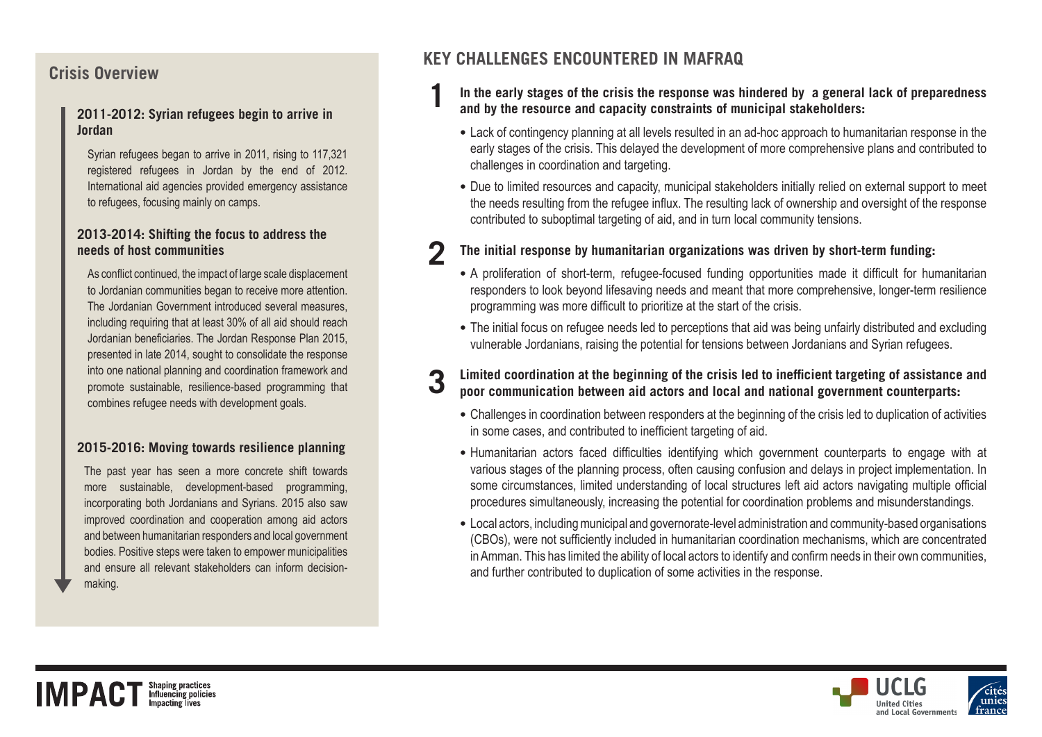## Crisis Overview

### 2011-2012: Syrian refugees begin to arrive in Jordan

Syrian refugees began to arrive in 2011, rising to 117,321 registered refugees in Jordan by the end of 2012. International aid agencies provided emergency assistance to refugees, focusing mainly on camps.

### 2013-2014: Shifting the focus to address the needs of host communities

As conflict continued, the impact of large scale displacement to Jordanian communities began to receive more attention. The Jordanian Government introduced several measures, including requiring that at least 30% of all aid should reach Jordanian beneficiaries. The Jordan Response Plan 2015, presented in late 2014, sought to consolidate the response into one national planning and coordination framework and promote sustainable, resilience-based programming that combines refugee needs with development goals.

### 2015-2016: Moving towards resilience planning

The past year has seen a more concrete shift towards more sustainable, development-based programming, incorporating both Jordanians and Syrians. 2015 also saw improved coordination and cooperation among aid actors and between humanitarian responders and local government bodies. Positive steps were taken to empower municipalities and ensure all relevant stakeholders can inform decision-making.

## KEY CHALLENGES ENCOUNTERED IN MAFRAQ

### 1 In the early stages of the crisis the response was hindered by a general lack of preparedness and by the resource and capacity constraints of municipal stakeholders:

- Lack of contingency planning at all levels resulted in an ad-hoc approach to humanitarian response in the early stages of the crisis. This delayed the development of more comprehensive plans and contributed to challenges in coordination and targeting.
- Due to limited resources and capacity, municipal stakeholders initially relied on external support to meet the needs resulting from the refugee influx. The resulting lack of ownership and oversight of the response contributed to suboptimal targeting of aid, and in turn local community tensions.

### 2 The initial response by humanitarian organizations was driven by short-term funding:

- A proliferation of short-term, refugee-focused funding opportunities made it difficult for humanitarian responders to look beyond lifesaving needs and meant that more comprehensive, longer-term resilience programming was more difficult to prioritize at the start of the crisis.
- The initial focus on refugee needs led to perceptions that aid was being unfairly distributed and excluding vulnerable Jordanians, raising the potential for tensions between Jordanians and Syrian refugees.

### 3 Limited coordination at the beginning of the crisis led to inefficient targeting of assistance and poor communication between aid actors and local and national government counterparts:

- Challenges in coordination between responders at the beginning of the crisis led to duplication of activities in some cases, and contributed to inefficient targeting of aid.
- Humanitarian actors faced difficulties identifying which government counterparts to engage with at various stages of the planning process, often causing confusion and delays in project implementation. In some circumstances, limited understanding of local structures left aid actors navigating multiple official procedures simultaneously, increasing the potential for coordination problems and misunderstandings.
- Local actors, including municipal and governorate-level administration and community-based organisations (CBOs), were not sufficiently included in humanitarian coordination mechanisms, which are concentrated in Amman. This has limited the ability of local actors to identify and confirm needs in their own communities, and further contributed to duplication of some activities in the response.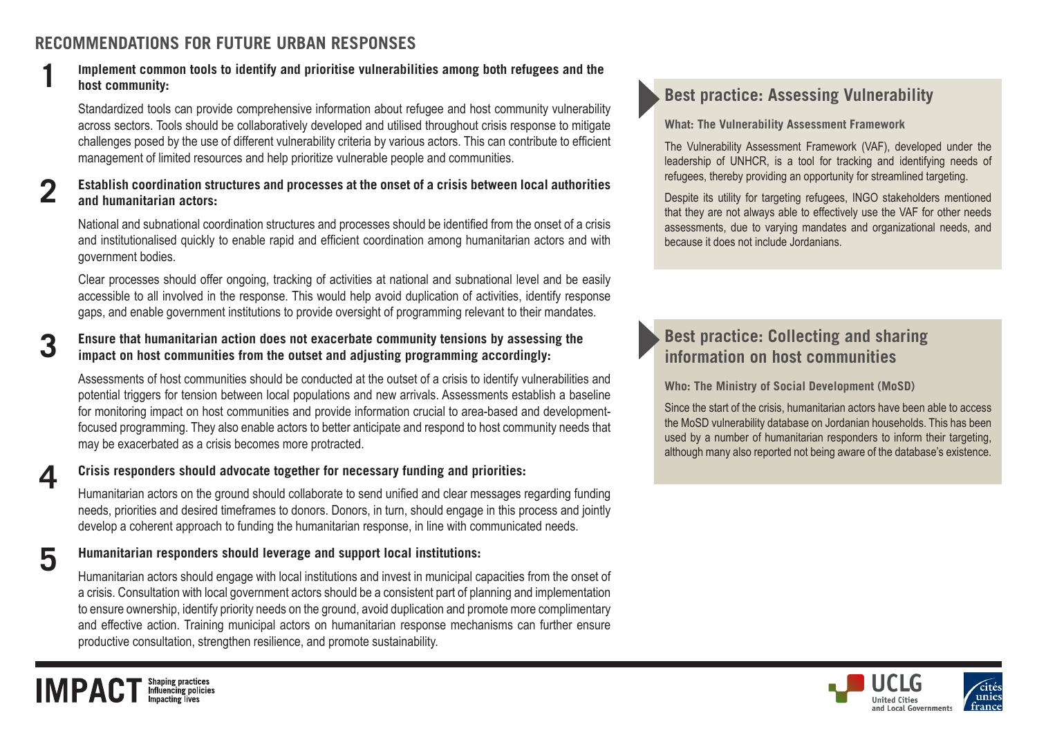## RECOMMENDATIONS FOR FUTURE URBAN RESPONSES

**1** **Implement common tools to identify and prioritise vulnerabilities among both refugees and the host community:**

Standardized tools can provide comprehensive information about refugee and host community vulnerability across sectors. Tools should be collaboratively developed and utilised throughout crisis response to mitigate challenges posed by the use of different vulnerability criteria by various actors. This can contribute to efficient management of limited resources and help prioritize vulnerable people and communities.

**2** **Establish coordination structures and processes at the onset of a crisis between local authorities and humanitarian actors:**

National and subnational coordination structures and processes should be identified from the onset of a crisis and institutionalised quickly to enable rapid and efficient coordination among humanitarian actors and with government bodies.

Clear processes should offer ongoing, tracking of activities at national and subnational level and be easily accessible to all involved in the response. This would help avoid duplication of activities, identify response gaps, and enable government institutions to provide oversight of programming relevant to their mandates.

**3** **Ensure that humanitarian action does not exacerbate community tensions by assessing the impact on host communities from the outset and adjusting programming accordingly:**

Assessments of host communities should be conducted at the outset of a crisis to identify vulnerabilities and potential triggers for tension between local populations and new arrivals. Assessments establish a baseline for monitoring impact on host communities and provide information crucial to area-based and development-focused programming. They also enable actors to better anticipate and respond to host community needs that may be exacerbated as a crisis becomes more protracted.

**4** **Crisis responders should advocate together for necessary funding and priorities:**

Humanitarian actors on the ground should collaborate to send unified and clear messages regarding funding needs, priorities and desired timeframes to donors. Donors, in turn, should engage in this process and jointly develop a coherent approach to funding the humanitarian response, in line with communicated needs.

**5** **Humanitarian responders should leverage and support local institutions:**

Humanitarian actors should engage with local institutions and invest in municipal capacities from the onset of a crisis. Consultation with local government actors should be a consistent part of planning and implementation to ensure ownership, identify priority needs on the ground, avoid duplication and promote more complimentary and effective action. Training municipal actors on humanitarian response mechanisms can further ensure productive consultation, strengthen resilience, and promote sustainability.

### Best practice: Assessing Vulnerability

**What: The Vulnerability Assessment Framework**

The Vulnerability Assessment Framework (VAF), developed under the leadership of UNHCR, is a tool for tracking and identifying needs of refugees, thereby providing an opportunity for streamlined targeting.

Despite its utility for targeting refugees, INGO stakeholders mentioned that they are not always able to effectively use the VAF for other needs assessments, due to varying mandates and organizational needs, and because it does not include Jordanians.

### Best practice: Collecting and sharing information on host communities

**Who: The Ministry of Social Development (MoSD)**

Since the start of the crisis, humanitarian actors have been able to access the MoSD vulnerability database on Jordanian households. This has been used by a number of humanitarian responders to inform their targeting, although many also reported not being aware of the database's existence.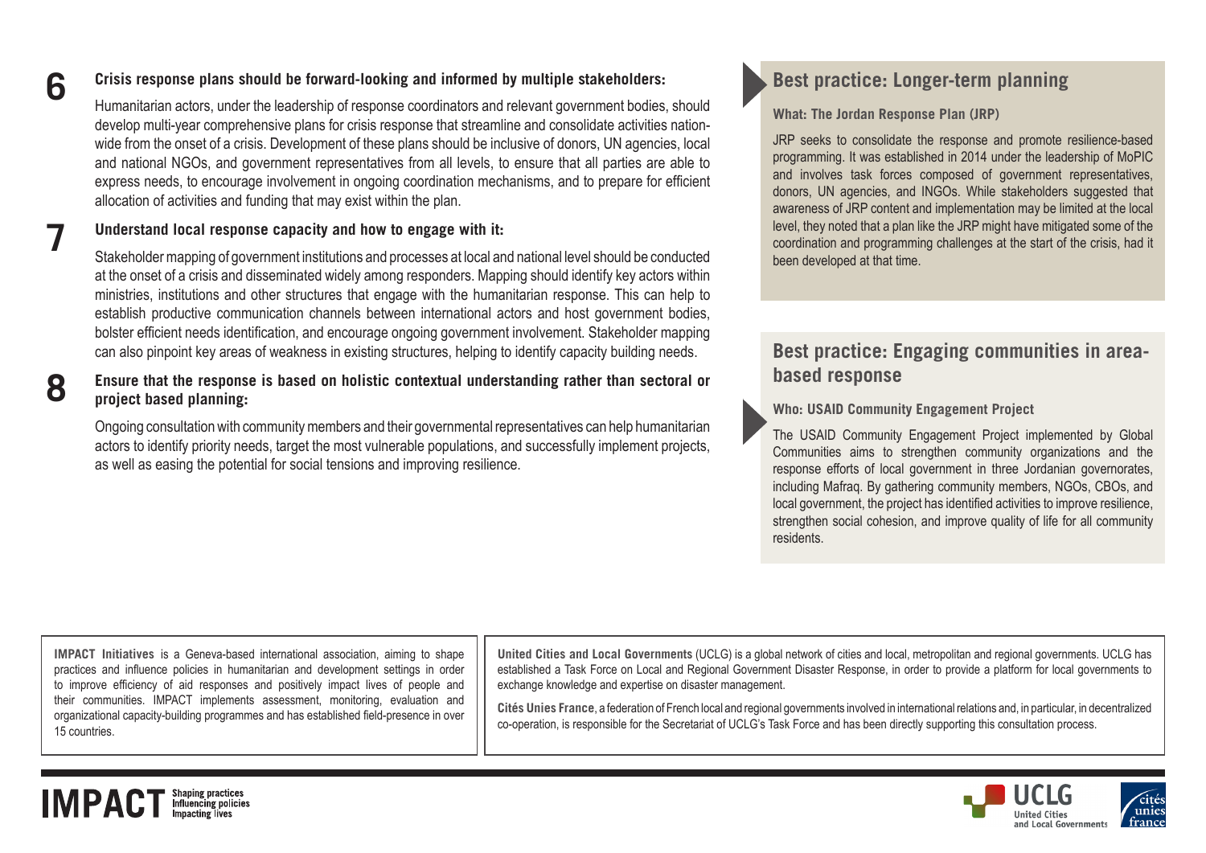**6** **Crisis response plans should be forward-looking and informed by multiple stakeholders:**

Humanitarian actors, under the leadership of response coordinators and relevant government bodies, should develop multi-year comprehensive plans for crisis response that streamline and consolidate activities nation-wide from the onset of a crisis. Development of these plans should be inclusive of donors, UN agencies, local and national NGOs, and government representatives from all levels, to ensure that all parties are able to express needs, to encourage involvement in ongoing coordination mechanisms, and to prepare for efficient allocation of activities and funding that may exist within the plan.

**7** **Understand local response capacity and how to engage with it:**

Stakeholder mapping of government institutions and processes at local and national level should be conducted at the onset of a crisis and disseminated widely among responders. Mapping should identify key actors within ministries, institutions and other structures that engage with the humanitarian response. This can help to establish productive communication channels between international actors and host government bodies, bolster efficient needs identification, and encourage ongoing government involvement. Stakeholder mapping can also pinpoint key areas of weakness in existing structures, helping to identify capacity building needs.

**8** **Ensure that the response is based on holistic contextual understanding rather than sectoral or project based planning:**

Ongoing consultation with community members and their governmental representatives can help humanitarian actors to identify priority needs, target the most vulnerable populations, and successfully implement projects, as well as easing the potential for social tensions and improving resilience.

## Best practice: Longer-term planning

**What: The Jordan Response Plan (JRP)**

JRP seeks to consolidate the response and promote resilience-based programming. It was established in 2014 under the leadership of MoPIC and involves task forces composed of government representatives, donors, UN agencies, and INGOs. While stakeholders suggested that awareness of JRP content and implementation may be limited at the local level, they noted that a plan like the JRP might have mitigated some of the coordination and programming challenges at the start of the crisis, had it been developed at that time.

## Best practice: Engaging communities in area-based response

**Who: USAID Community Engagement Project**

The USAID Community Engagement Project implemented by Global Communities aims to strengthen community organizations and the response efforts of local government in three Jordanian governorates, including Mafraq. By gathering community members, NGOs, CBOs, and local government, the project has identified activities to improve resilience, strengthen social cohesion, and improve quality of life for all community residents.

**IMPACT Initiatives** is a Geneva-based international association, aiming to shape practices and influence policies in humanitarian and development settings in order to improve efficiency of aid responses and positively impact lives of people and their communities. IMPACT implements assessment, monitoring, evaluation and organizational capacity-building programmes and has established field-presence in over 15 countries.

**United Cities and Local Governments** (UCLG) is a global network of cities and local, metropolitan and regional governments. UCLG has established a Task Force on Local and Regional Government Disaster Response, in order to provide a platform for local governments to exchange knowledge and expertise on disaster management.

**Cités Unies France**, a federation of French local and regional governments involved in international relations and, in particular, in decentralized co-operation, is responsible for the Secretariat of UCLG's Task Force and has been directly supporting this consultation process.

IMPACT Shaping practices Influencing policies Impacting lives

UCLG United Cities and Local Governments

cités unies france